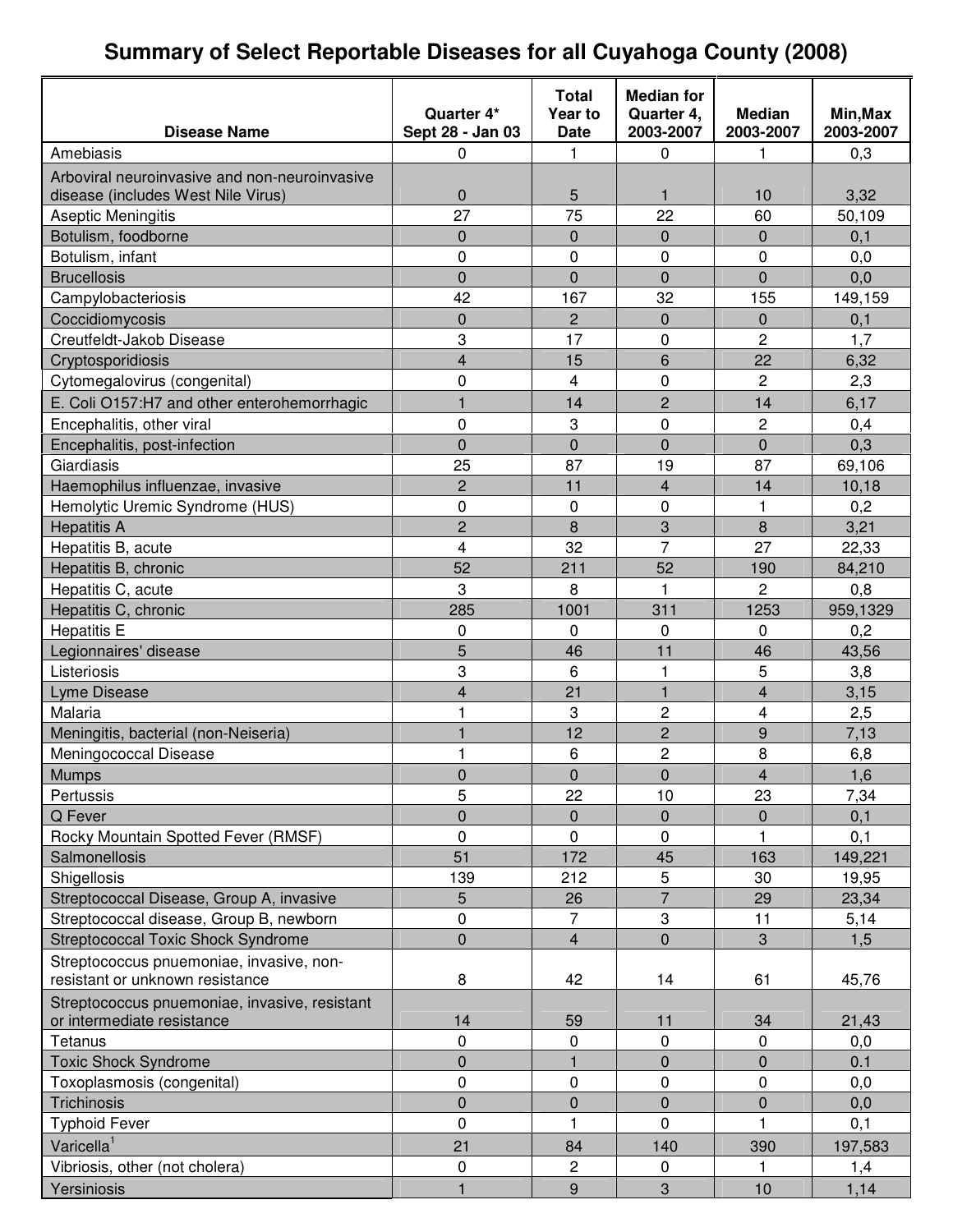# Summary of Select Reportable Diseases for all Cuyahoga County (2008)

| Disease Name | Quarter 4* Sept 28 - Jan 03 | Total Year to Date | Median for Quarter 4, 2003-2007 | Median 2003-2007 | Min,Max 2003-2007 |
|---|---|---|---|---|---|
| Amebiasis | 0 | 1 | 0 | 1 | 0,3 |
| Arboviral neuroinvasive and non-neuroinvasive disease (includes West Nile Virus) | 0 | 5 | 1 | 10 | 3,32 |
| Aseptic Meningitis | 27 | 75 | 22 | 60 | 50,109 |
| Botulism, foodborne | 0 | 0 | 0 | 0 | 0,1 |
| Botulism, infant | 0 | 0 | 0 | 0 | 0,0 |
| Brucellosis | 0 | 0 | 0 | 0 | 0,0 |
| Campylobacteriosis | 42 | 167 | 32 | 155 | 149,159 |
| Coccidiomycosis | 0 | 2 | 0 | 0 | 0,1 |
| Creutfeldt-Jakob Disease | 3 | 17 | 0 | 2 | 1,7 |
| Cryptosporidiosis | 4 | 15 | 6 | 22 | 6,32 |
| Cytomegalovirus (congenital) | 0 | 4 | 0 | 2 | 2,3 |
| E. Coli O157:H7 and other enterohemorrhagic | 1 | 14 | 2 | 14 | 6,17 |
| Encephalitis, other viral | 0 | 3 | 0 | 2 | 0,4 |
| Encephalitis, post-infection | 0 | 0 | 0 | 0 | 0,3 |
| Giardiasis | 25 | 87 | 19 | 87 | 69,106 |
| Haemophilus influenzae, invasive | 2 | 11 | 4 | 14 | 10,18 |
| Hemolytic Uremic Syndrome (HUS) | 0 | 0 | 0 | 1 | 0,2 |
| Hepatitis A | 2 | 8 | 3 | 8 | 3,21 |
| Hepatitis B, acute | 4 | 32 | 7 | 27 | 22,33 |
| Hepatitis B, chronic | 52 | 211 | 52 | 190 | 84,210 |
| Hepatitis C, acute | 3 | 8 | 1 | 2 | 0,8 |
| Hepatitis C, chronic | 285 | 1001 | 311 | 1253 | 959,1329 |
| Hepatitis E | 0 | 0 | 0 | 0 | 0,2 |
| Legionnaires' disease | 5 | 46 | 11 | 46 | 43,56 |
| Listeriosis | 3 | 6 | 1 | 5 | 3,8 |
| Lyme Disease | 4 | 21 | 1 | 4 | 3,15 |
| Malaria | 1 | 3 | 2 | 4 | 2,5 |
| Meningitis, bacterial (non-Neiseria) | 1 | 12 | 2 | 9 | 7,13 |
| Meningococcal Disease | 1 | 6 | 2 | 8 | 6,8 |
| Mumps | 0 | 0 | 0 | 4 | 1,6 |
| Pertussis | 5 | 22 | 10 | 23 | 7,34 |
| Q Fever | 0 | 0 | 0 | 0 | 0,1 |
| Rocky Mountain Spotted Fever (RMSF) | 0 | 0 | 0 | 1 | 0,1 |
| Salmonellosis | 51 | 172 | 45 | 163 | 149,221 |
| Shigellosis | 139 | 212 | 5 | 30 | 19,95 |
| Streptococcal Disease, Group A, invasive | 5 | 26 | 7 | 29 | 23,34 |
| Streptococcal disease, Group B, newborn | 0 | 7 | 3 | 11 | 5,14 |
| Streptococcal Toxic Shock Syndrome | 0 | 4 | 0 | 3 | 1,5 |
| Streptococcus pnuemoniae, invasive, non-resistant or unknown resistance | 8 | 42 | 14 | 61 | 45,76 |
| Streptococcus pnuemoniae, invasive, resistant or intermediate resistance | 14 | 59 | 11 | 34 | 21,43 |
| Tetanus | 0 | 0 | 0 | 0 | 0,0 |
| Toxic Shock Syndrome | 0 | 1 | 0 | 0 | 0.1 |
| Toxoplasmosis (congenital) | 0 | 0 | 0 | 0 | 0,0 |
| Trichinosis | 0 | 0 | 0 | 0 | 0,0 |
| Typhoid Fever | 0 | 1 | 0 | 1 | 0,1 |
| Varicella[1] | 21 | 84 | 140 | 390 | 197,583 |
| Vibriosis, other (not cholera) | 0 | 2 | 0 | 1 | 1,4 |
| Yersiniosis | 1 | 9 | 3 | 10 | 1,14 |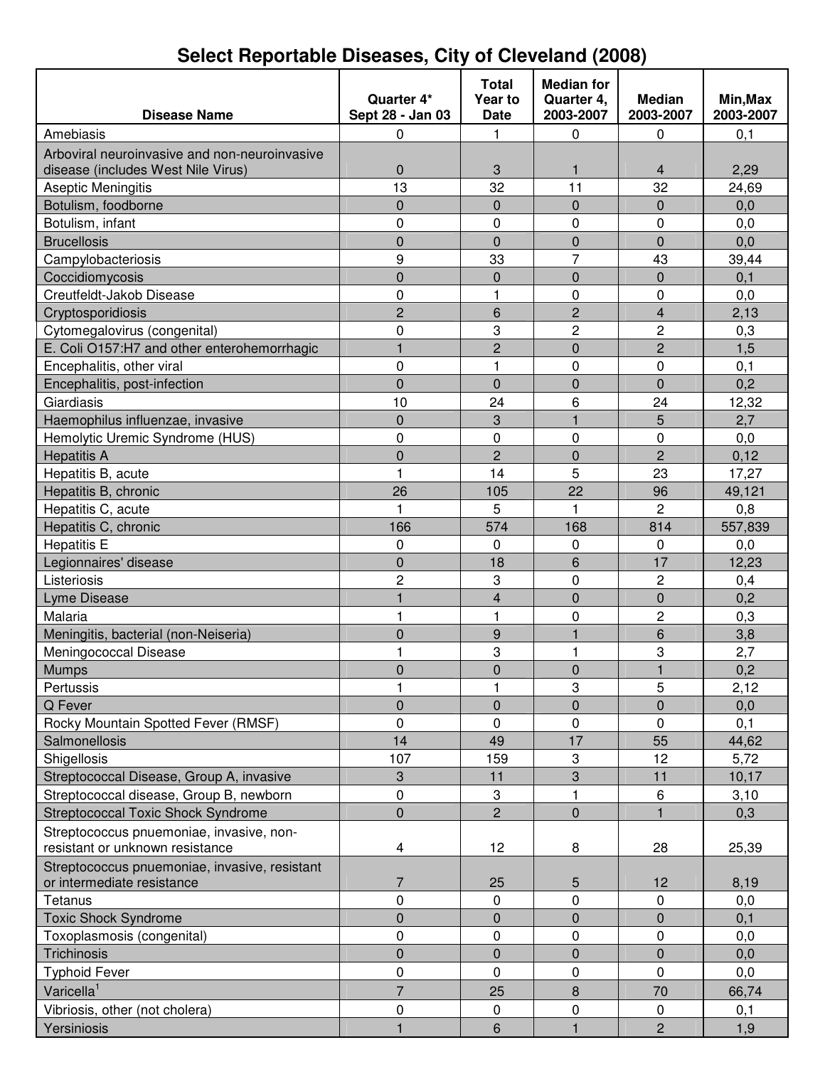# Select Reportable Diseases, City of Cleveland (2008)

| Disease Name | Quarter 4* Sept 28 - Jan 03 | Total Year to Date | Median for Quarter 4, 2003-2007 | Median 2003-2007 | Min,Max 2003-2007 |
|---|---|---|---|---|---|
| Amebiasis | 0 | 1 | 0 | 0 | 0,1 |
| Arboviral neuroinvasive and non-neuroinvasive disease (includes West Nile Virus) | 0 | 3 | 1 | 4 | 2,29 |
| Aseptic Meningitis | 13 | 32 | 11 | 32 | 24,69 |
| Botulism, foodborne | 0 | 0 | 0 | 0 | 0,0 |
| Botulism, infant | 0 | 0 | 0 | 0 | 0,0 |
| Brucellosis | 0 | 0 | 0 | 0 | 0,0 |
| Campylobacteriosis | 9 | 33 | 7 | 43 | 39,44 |
| Coccidiomycosis | 0 | 0 | 0 | 0 | 0,1 |
| Creutfeldt-Jakob Disease | 0 | 1 | 0 | 0 | 0,0 |
| Cryptosporidiosis | 2 | 6 | 2 | 4 | 2,13 |
| Cytomegalovirus (congenital) | 0 | 3 | 2 | 2 | 0,3 |
| E. Coli O157:H7 and other enterohemorrhagic | 1 | 2 | 0 | 2 | 1,5 |
| Encephalitis, other viral | 0 | 1 | 0 | 0 | 0,1 |
| Encephalitis, post-infection | 0 | 0 | 0 | 0 | 0,2 |
| Giardiasis | 10 | 24 | 6 | 24 | 12,32 |
| Haemophilus influenzae, invasive | 0 | 3 | 1 | 5 | 2,7 |
| Hemolytic Uremic Syndrome (HUS) | 0 | 0 | 0 | 0 | 0,0 |
| Hepatitis A | 0 | 2 | 0 | 2 | 0,12 |
| Hepatitis B, acute | 1 | 14 | 5 | 23 | 17,27 |
| Hepatitis B, chronic | 26 | 105 | 22 | 96 | 49,121 |
| Hepatitis C, acute | 1 | 5 | 1 | 2 | 0,8 |
| Hepatitis C, chronic | 166 | 574 | 168 | 814 | 557,839 |
| Hepatitis E | 0 | 0 | 0 | 0 | 0,0 |
| Legionnaires' disease | 0 | 18 | 6 | 17 | 12,23 |
| Listeriosis | 2 | 3 | 0 | 2 | 0,4 |
| Lyme Disease | 1 | 4 | 0 | 0 | 0,2 |
| Malaria | 1 | 1 | 0 | 2 | 0,3 |
| Meningitis, bacterial (non-Neiseria) | 0 | 9 | 1 | 6 | 3,8 |
| Meningococcal Disease | 1 | 3 | 1 | 3 | 2,7 |
| Mumps | 0 | 0 | 0 | 1 | 0,2 |
| Pertussis | 1 | 1 | 3 | 5 | 2,12 |
| Q Fever | 0 | 0 | 0 | 0 | 0,0 |
| Rocky Mountain Spotted Fever (RMSF) | 0 | 0 | 0 | 0 | 0,1 |
| Salmonellosis | 14 | 49 | 17 | 55 | 44,62 |
| Shigellosis | 107 | 159 | 3 | 12 | 5,72 |
| Streptococcal Disease, Group A, invasive | 3 | 11 | 3 | 11 | 10,17 |
| Streptococcal disease, Group B, newborn | 0 | 3 | 1 | 6 | 3,10 |
| Streptococcal Toxic Shock Syndrome | 0 | 2 | 0 | 1 | 0,3 |
| Streptococcus pnuemoniae, invasive, non-resistant or unknown resistance | 4 | 12 | 8 | 28 | 25,39 |
| Streptococcus pnuemoniae, invasive, resistant or intermediate resistance | 7 | 25 | 5 | 12 | 8,19 |
| Tetanus | 0 | 0 | 0 | 0 | 0,0 |
| Toxic Shock Syndrome | 0 | 0 | 0 | 0 | 0,1 |
| Toxoplasmosis (congenital) | 0 | 0 | 0 | 0 | 0,0 |
| Trichinosis | 0 | 0 | 0 | 0 | 0,0 |
| Typhoid Fever | 0 | 0 | 0 | 0 | 0,0 |
| Varicella[1] | 7 | 25 | 8 | 70 | 66,74 |
| Vibriosis, other (not cholera) | 0 | 0 | 0 | 0 | 0,1 |
| Yersiniosis | 1 | 6 | 1 | 2 | 1,9 |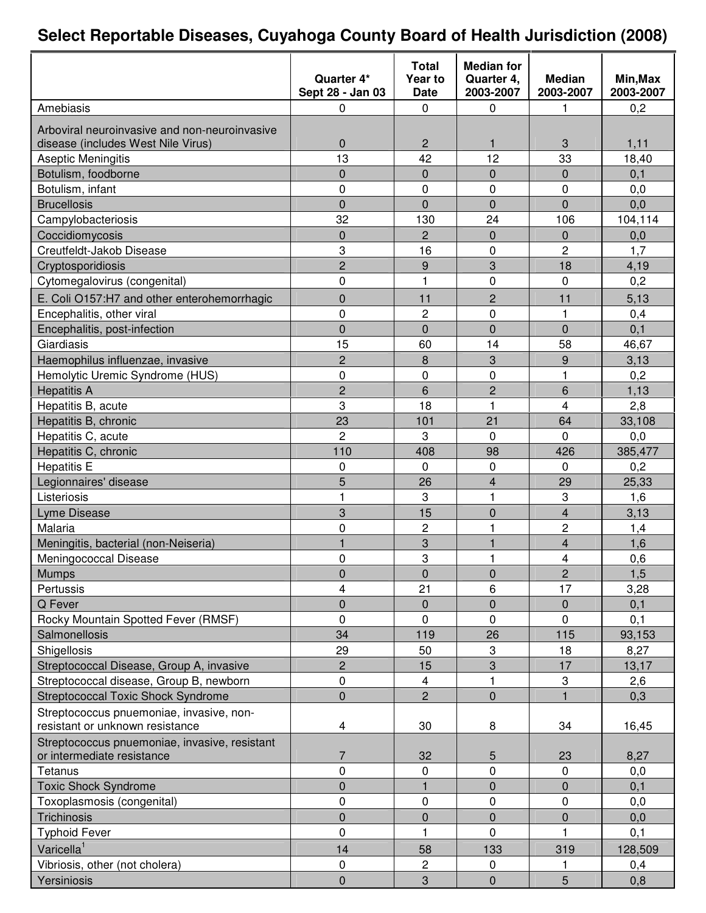# Select Reportable Diseases, Cuyahoga County Board of Health Jurisdiction (2008)

| | Quarter 4* Sept 28 - Jan 03 | Total Year to Date | Median for Quarter 4, 2003-2007 | Median 2003-2007 | Min,Max 2003-2007 |
|---|---|---|---|---|---|
| Amebiasis | 0 | 0 | 0 | 1 | 0,2 |
| Arboviral neuroinvasive and non-neuroinvasive disease (includes West Nile Virus) | 0 | 2 | 1 | 3 | 1,11 |
| Aseptic Meningitis | 13 | 42 | 12 | 33 | 18,40 |
| Botulism, foodborne | 0 | 0 | 0 | 0 | 0,1 |
| Botulism, infant | 0 | 0 | 0 | 0 | 0,0 |
| Brucellosis | 0 | 0 | 0 | 0 | 0,0 |
| Campylobacteriosis | 32 | 130 | 24 | 106 | 104,114 |
| Coccidiomycosis | 0 | 2 | 0 | 0 | 0,0 |
| Creutfeldt-Jakob Disease | 3 | 16 | 0 | 2 | 1,7 |
| Cryptosporidiosis | 2 | 9 | 3 | 18 | 4,19 |
| Cytomegalovirus (congenital) | 0 | 1 | 0 | 0 | 0,2 |
| E. Coli O157:H7 and other enterohemorrhagic | 0 | 11 | 2 | 11 | 5,13 |
| Encephalitis, other viral | 0 | 2 | 0 | 1 | 0,4 |
| Encephalitis, post-infection | 0 | 0 | 0 | 0 | 0,1 |
| Giardiasis | 15 | 60 | 14 | 58 | 46,67 |
| Haemophilus influenzae, invasive | 2 | 8 | 3 | 9 | 3,13 |
| Hemolytic Uremic Syndrome (HUS) | 0 | 0 | 0 | 1 | 0,2 |
| Hepatitis A | 2 | 6 | 2 | 6 | 1,13 |
| Hepatitis B, acute | 3 | 18 | 1 | 4 | 2,8 |
| Hepatitis B, chronic | 23 | 101 | 21 | 64 | 33,108 |
| Hepatitis C, acute | 2 | 3 | 0 | 0 | 0,0 |
| Hepatitis C, chronic | 110 | 408 | 98 | 426 | 385,477 |
| Hepatitis E | 0 | 0 | 0 | 0 | 0,2 |
| Legionnaires' disease | 5 | 26 | 4 | 29 | 25,33 |
| Listeriosis | 1 | 3 | 1 | 3 | 1,6 |
| Lyme Disease | 3 | 15 | 0 | 4 | 3,13 |
| Malaria | 0 | 2 | 1 | 2 | 1,4 |
| Meningitis, bacterial (non-Neiseria) | 1 | 3 | 1 | 4 | 1,6 |
| Meningococcal Disease | 0 | 3 | 1 | 4 | 0,6 |
| Mumps | 0 | 0 | 0 | 2 | 1,5 |
| Pertussis | 4 | 21 | 6 | 17 | 3,28 |
| Q Fever | 0 | 0 | 0 | 0 | 0,1 |
| Rocky Mountain Spotted Fever (RMSF) | 0 | 0 | 0 | 0 | 0,1 |
| Salmonellosis | 34 | 119 | 26 | 115 | 93,153 |
| Shigellosis | 29 | 50 | 3 | 18 | 8,27 |
| Streptococcal Disease, Group A, invasive | 2 | 15 | 3 | 17 | 13,17 |
| Streptococcal disease, Group B, newborn | 0 | 4 | 1 | 3 | 2,6 |
| Streptococcal Toxic Shock Syndrome | 0 | 2 | 0 | 1 | 0,3 |
| Streptococcus pnuemoniae, invasive, non-resistant or unknown resistance | 4 | 30 | 8 | 34 | 16,45 |
| Streptococcus pnuemoniae, invasive, resistant or intermediate resistance | 7 | 32 | 5 | 23 | 8,27 |
| Tetanus | 0 | 0 | 0 | 0 | 0,0 |
| Toxic Shock Syndrome | 0 | 1 | 0 | 0 | 0,1 |
| Toxoplasmosis (congenital) | 0 | 0 | 0 | 0 | 0,0 |
| Trichinosis | 0 | 0 | 0 | 0 | 0,0 |
| Typhoid Fever | 0 | 1 | 0 | 1 | 0,1 |
| Varicella[1] | 14 | 58 | 133 | 319 | 128,509 |
| Vibriosis, other (not cholera) | 0 | 2 | 0 | 1 | 0,4 |
| Yersiniosis | 0 | 3 | 0 | 5 | 0,8 |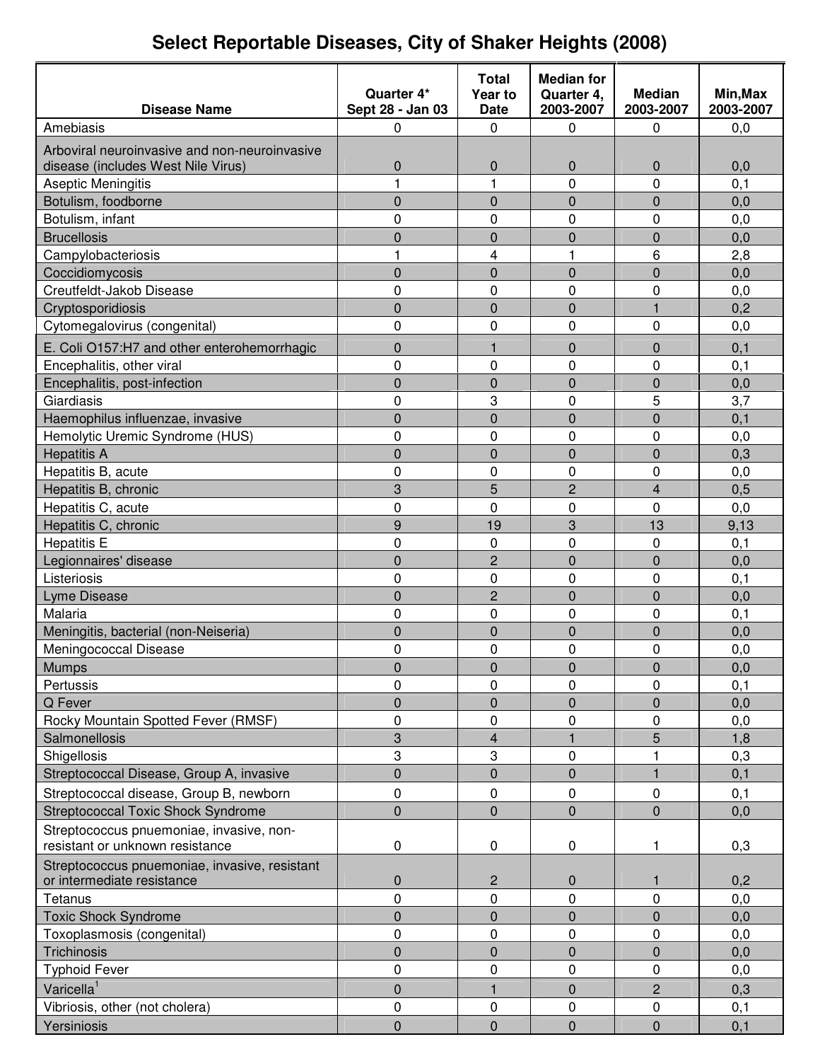# Select Reportable Diseases, City of Shaker Heights (2008)

| Disease Name | Quarter 4* Sept 28 - Jan 03 | Total Year to Date | Median for Quarter 4, 2003-2007 | Median 2003-2007 | Min,Max 2003-2007 |
|---|---|---|---|---|---|
| Amebiasis | 0 | 0 | 0 | 0 | 0,0 |
| Arboviral neuroinvasive and non-neuroinvasive disease (includes West Nile Virus) | 0 | 0 | 0 | 0 | 0,0 |
| Aseptic Meningitis | 1 | 1 | 0 | 0 | 0,1 |
| Botulism, foodborne | 0 | 0 | 0 | 0 | 0,0 |
| Botulism, infant | 0 | 0 | 0 | 0 | 0,0 |
| Brucellosis | 0 | 0 | 0 | 0 | 0,0 |
| Campylobacteriosis | 1 | 4 | 1 | 6 | 2,8 |
| Coccidiomycosis | 0 | 0 | 0 | 0 | 0,0 |
| Creutfeldt-Jakob Disease | 0 | 0 | 0 | 0 | 0,0 |
| Cryptosporidiosis | 0 | 0 | 0 | 1 | 0,2 |
| Cytomegalovirus (congenital) | 0 | 0 | 0 | 0 | 0,0 |
| E. Coli O157:H7 and other enterohemorrhagic | 0 | 1 | 0 | 0 | 0,1 |
| Encephalitis, other viral | 0 | 0 | 0 | 0 | 0,1 |
| Encephalitis, post-infection | 0 | 0 | 0 | 0 | 0,0 |
| Giardiasis | 0 | 3 | 0 | 5 | 3,7 |
| Haemophilus influenzae, invasive | 0 | 0 | 0 | 0 | 0,1 |
| Hemolytic Uremic Syndrome (HUS) | 0 | 0 | 0 | 0 | 0,0 |
| Hepatitis A | 0 | 0 | 0 | 0 | 0,3 |
| Hepatitis B, acute | 0 | 0 | 0 | 0 | 0,0 |
| Hepatitis B, chronic | 3 | 5 | 2 | 4 | 0,5 |
| Hepatitis C, acute | 0 | 0 | 0 | 0 | 0,0 |
| Hepatitis C, chronic | 9 | 19 | 3 | 13 | 9,13 |
| Hepatitis E | 0 | 0 | 0 | 0 | 0,1 |
| Legionnaires' disease | 0 | 2 | 0 | 0 | 0,0 |
| Listeriosis | 0 | 0 | 0 | 0 | 0,1 |
| Lyme Disease | 0 | 2 | 0 | 0 | 0,0 |
| Malaria | 0 | 0 | 0 | 0 | 0,1 |
| Meningitis, bacterial (non-Neiseria) | 0 | 0 | 0 | 0 | 0,0 |
| Meningococcal Disease | 0 | 0 | 0 | 0 | 0,0 |
| Mumps | 0 | 0 | 0 | 0 | 0,0 |
| Pertussis | 0 | 0 | 0 | 0 | 0,1 |
| Q Fever | 0 | 0 | 0 | 0 | 0,0 |
| Rocky Mountain Spotted Fever (RMSF) | 0 | 0 | 0 | 0 | 0,0 |
| Salmonellosis | 3 | 4 | 1 | 5 | 1,8 |
| Shigellosis | 3 | 3 | 0 | 1 | 0,3 |
| Streptococcal Disease, Group A, invasive | 0 | 0 | 0 | 1 | 0,1 |
| Streptococcal disease, Group B, newborn | 0 | 0 | 0 | 0 | 0,1 |
| Streptococcal Toxic Shock Syndrome | 0 | 0 | 0 | 0 | 0,0 |
| Streptococcus pnuemoniae, invasive, non-resistant or unknown resistance | 0 | 0 | 0 | 1 | 0,3 |
| Streptococcus pnuemoniae, invasive, resistant or intermediate resistance | 0 | 2 | 0 | 1 | 0,2 |
| Tetanus | 0 | 0 | 0 | 0 | 0,0 |
| Toxic Shock Syndrome | 0 | 0 | 0 | 0 | 0,0 |
| Toxoplasmosis (congenital) | 0 | 0 | 0 | 0 | 0,0 |
| Trichinosis | 0 | 0 | 0 | 0 | 0,0 |
| Typhoid Fever | 0 | 0 | 0 | 0 | 0,0 |
| Varicella[1] | 0 | 1 | 0 | 2 | 0,3 |
| Vibriosis, other (not cholera) | 0 | 0 | 0 | 0 | 0,1 |
| Yersiniosis | 0 | 0 | 0 | 0 | 0,1 |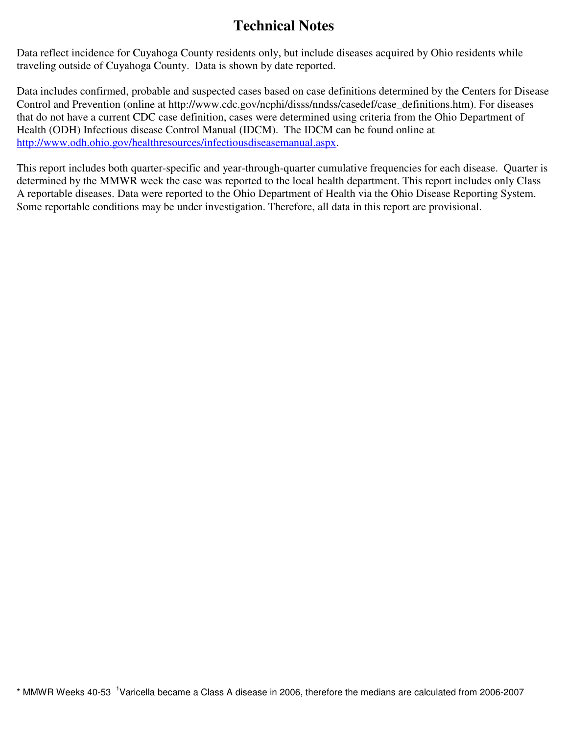# Technical Notes

Data reflect incidence for Cuyahoga County residents only, but include diseases acquired by Ohio residents while traveling outside of Cuyahoga County. Data is shown by date reported.

Data includes confirmed, probable and suspected cases based on case definitions determined by the Centers for Disease Control and Prevention (online at http://www.cdc.gov/ncphi/disss/nndss/casedef/case_definitions.htm). For diseases that do not have a current CDC case definition, cases were determined using criteria from the Ohio Department of Health (ODH) Infectious disease Control Manual (IDCM). The IDCM can be found online at [http://www.odh.ohio.gov/healthresources/infectiousdiseasemanual.aspx](http://www.odh.ohio.gov/healthresources/infectiousdiseasemanual.aspx).

This report includes both quarter-specific and year-through-quarter cumulative frequencies for each disease. Quarter is determined by the MMWR week the case was reported to the local health department. This report includes only Class A reportable diseases. Data were reported to the Ohio Department of Health via the Ohio Disease Reporting System. Some reportable conditions may be under investigation. Therefore, all data in this report are provisional.

* MMWR Weeks 40-53 [1]Varicella became a Class A disease in 2006, therefore the medians are calculated from 2006-2007